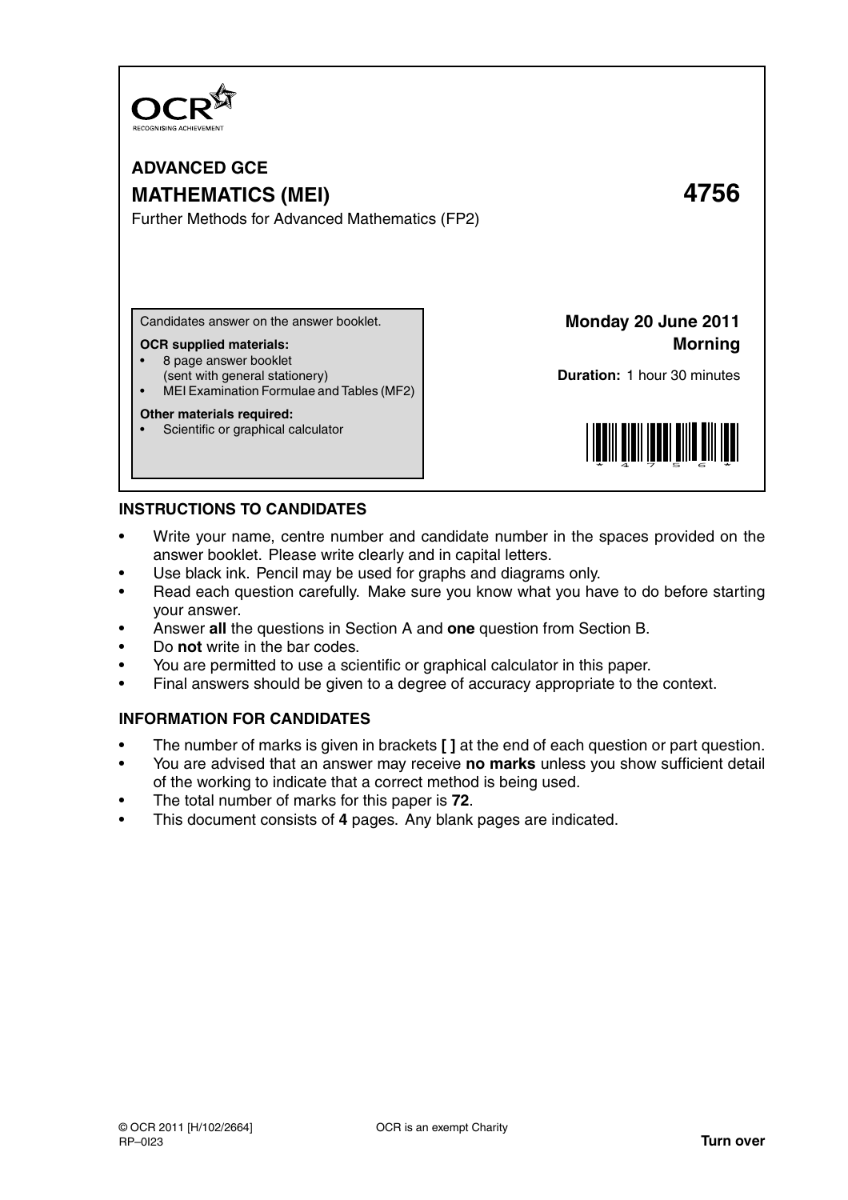OCR

RECOGNISING ACHIEVEMENT

# ADVANCED GCE

# MATHEMATICS (MEI) 4756

Further Methods for Advanced Mathematics (FP2)

Candidates answer on the answer booklet.

**OCR supplied materials:**

- 8 page answer booklet (sent with general stationery)
- MEI Examination Formulae and Tables (MF2)

**Other materials required:**

- Scientific or graphical calculator

**Monday 20 June 2011**
**Morning**

**Duration:** 1 hour 30 minutes

## INSTRUCTIONS TO CANDIDATES

- Write your name, centre number and candidate number in the spaces provided on the answer booklet. Please write clearly and in capital letters.
- Use black ink. Pencil may be used for graphs and diagrams only.
- Read each question carefully. Make sure you know what you have to do before starting your answer.
- Answer **all** the questions in Section A and **one** question from Section B.
- Do **not** write in the bar codes.
- You are permitted to use a scientific or graphical calculator in this paper.
- Final answers should be given to a degree of accuracy appropriate to the context.

## INFORMATION FOR CANDIDATES

- The number of marks is given in brackets **[ ]** at the end of each question or part question.
- You are advised that an answer may receive **no marks** unless you show sufficient detail of the working to indicate that a correct method is being used.
- The total number of marks for this paper is **72**.
- This document consists of **4** pages. Any blank pages are indicated.

© OCR 2011 [H/102/2664]
RP–0I23

OCR is an exempt Charity

**Turn over**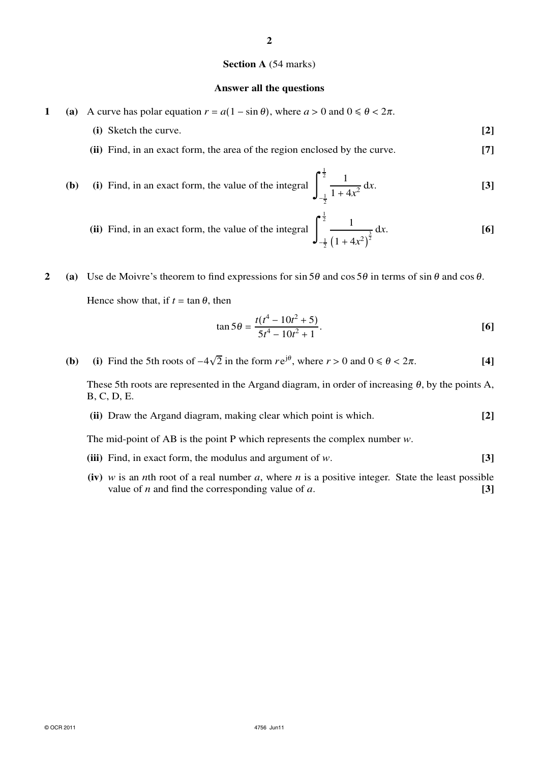## Section A (54 marks)

**Answer all the questions**

**1** **(a)** A curve has polar equation $r = a(1 - \sin\theta)$, where $a > 0$ and $0 \leqslant \theta < 2\pi$.

**(i)** Sketch the curve. **[2]**

**(ii)** Find, in an exact form, the area of the region enclosed by the curve. **[7]**

**(b)** **(i)** Find, in an exact form, the value of the integral $\displaystyle\int_{-\frac{1}{2}}^{\frac{1}{2}} \frac{1}{1 + 4x^2}\,\mathrm{d}x$. **[3]**

**(ii)** Find, in an exact form, the value of the integral $\displaystyle\int_{-\frac{1}{2}}^{\frac{1}{2}} \frac{1}{\left(1 + 4x^2\right)^{\frac{3}{2}}}\,\mathrm{d}x$. **[6]**

**2** **(a)** Use de Moivre's theorem to find expressions for $\sin 5\theta$ and $\cos 5\theta$ in terms of $\sin\theta$ and $\cos\theta$.

Hence show that, if $t = \tan\theta$, then

$$\tan 5\theta = \frac{t(t^4 - 10t^2 + 5)}{5t^4 - 10t^2 + 1}.$$

**[6]**

**(b)** **(i)** Find the 5th roots of $-4\sqrt{2}$ in the form $r\mathrm{e}^{\mathrm{j}\theta}$, where $r > 0$ and $0 \leqslant \theta < 2\pi$. **[4]**

These 5th roots are represented in the Argand diagram, in order of increasing $\theta$, by the points A, B, C, D, E.

**(ii)** Draw the Argand diagram, making clear which point is which. **[2]**

The mid-point of AB is the point P which represents the complex number $w$.

**(iii)** Find, in exact form, the modulus and argument of $w$. **[3]**

**(iv)** $w$ is an $n$th root of a real number $a$, where $n$ is a positive integer. State the least possible value of $n$ and find the corresponding value of $a$. **[3]**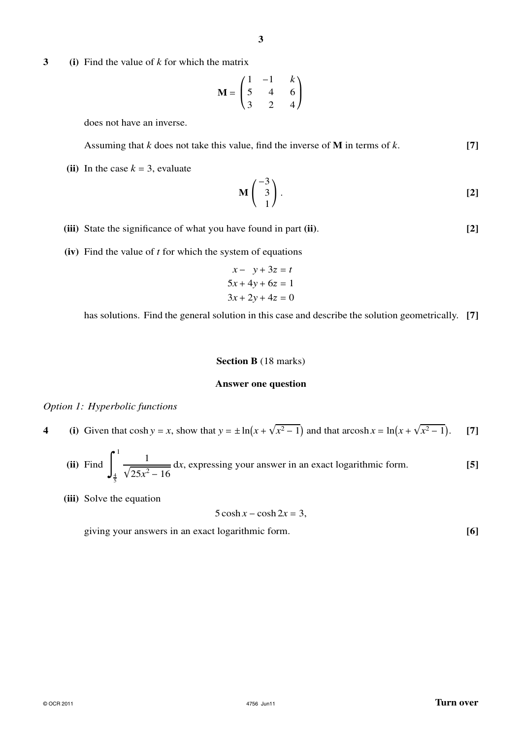**3** **(i)** Find the value of $k$ for which the matrix

$$\mathbf{M} = \begin{pmatrix} 1 & -1 & k \\ 5 & 4 & 6 \\ 3 & 2 & 4 \end{pmatrix}$$

does not have an inverse.

Assuming that $k$ does not take this value, find the inverse of $\mathbf{M}$ in terms of $k$. **[7]**

**(ii)** In the case $k = 3$, evaluate

$$\mathbf{M}\begin{pmatrix} -3 \\ 3 \\ 1 \end{pmatrix}.$$

**[2]**

**(iii)** State the significance of what you have found in part **(ii)**. **[2]**

**(iv)** Find the value of $t$ for which the system of equations

$$x - y + 3z = t$$
$$5x + 4y + 6z = 1$$
$$3x + 2y + 4z = 0$$

has solutions. Find the general solution in this case and describe the solution geometrically. **[7]**

## Section B (18 marks)

### Answer one question

*Option 1: Hyperbolic functions*

**4** **(i)** Given that $\cosh y = x$, show that $y = \pm \ln\left(x + \sqrt{x^2 - 1}\right)$ and that $\operatorname{arcosh} x = \ln\left(x + \sqrt{x^2 - 1}\right)$. **[7]**

**(ii)** Find $\displaystyle\int_{\frac{4}{5}}^{1} \frac{1}{\sqrt{25x^2 - 16}}\,\mathrm{d}x$, expressing your answer in an exact logarithmic form. **[5]**

**(iii)** Solve the equation

$$5\cosh x - \cosh 2x = 3,$$

giving your answers in an exact logarithmic form. **[6]**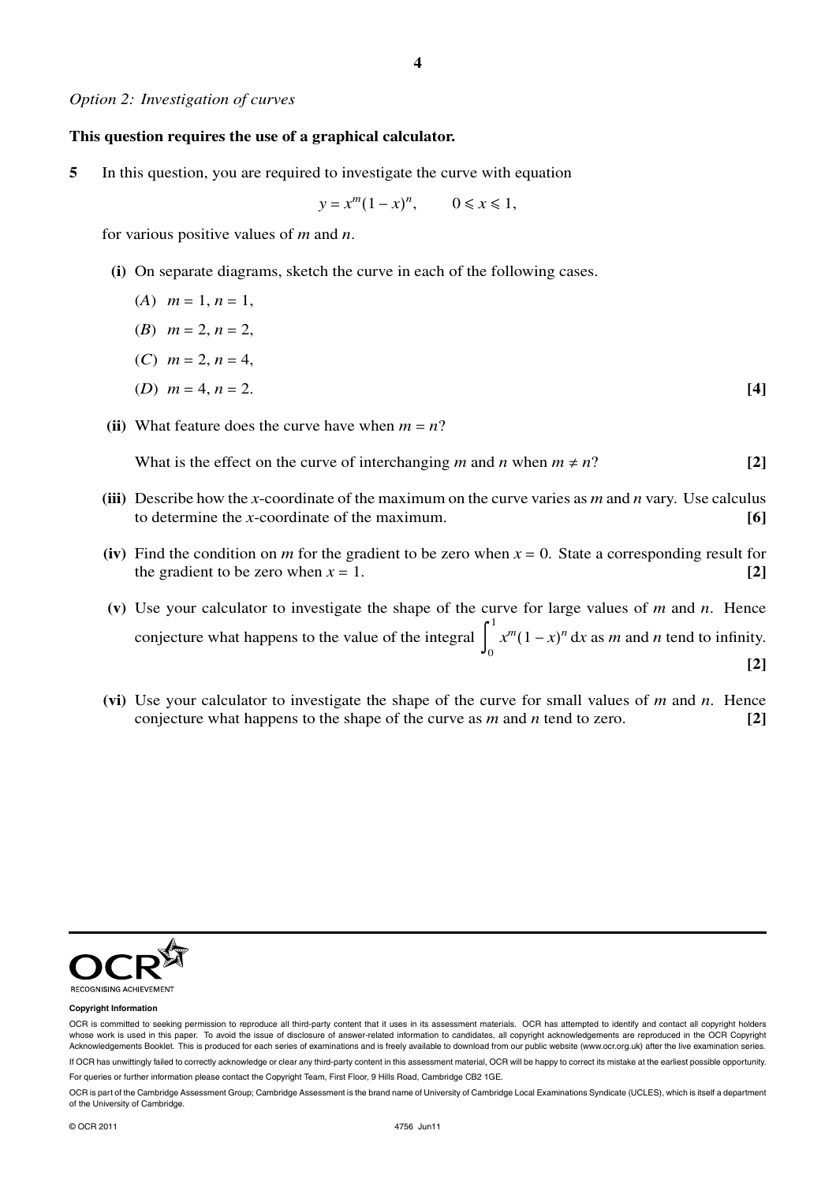*Option 2: Investigation of curves*

**This question requires the use of a graphical calculator.**

**5** In this question, you are required to investigate the curve with equation

$$y = x^m(1-x)^n, \qquad 0 \leqslant x \leqslant 1,$$

for various positive values of $m$ and $n$.

**(i)** On separate diagrams, sketch the curve in each of the following cases.

($A$) $m = 1, n = 1,$

($B$) $m = 2, n = 2,$

($C$) $m = 2, n = 4,$

($D$) $m = 4, n = 2.$ **[4]**

**(ii)** What feature does the curve have when $m = n$?

What is the effect on the curve of interchanging $m$ and $n$ when $m \neq n$? **[2]**

**(iii)** Describe how the $x$-coordinate of the maximum on the curve varies as $m$ and $n$ vary. Use calculus to determine the $x$-coordinate of the maximum. **[6]**

**(iv)** Find the condition on $m$ for the gradient to be zero when $x = 0$. State a corresponding result for the gradient to be zero when $x = 1$. **[2]**

**(v)** Use your calculator to investigate the shape of the curve for large values of $m$ and $n$. Hence conjecture what happens to the value of the integral $\int_0^1 x^m(1-x)^n \, dx$ as $m$ and $n$ tend to infinity. **[2]**

**(vi)** Use your calculator to investigate the shape of the curve for small values of $m$ and $n$. Hence conjecture what happens to the shape of the curve as $m$ and $n$ tend to zero. **[2]**

**Copyright Information**

OCR is committed to seeking permission to reproduce all third-party content that it uses in its assessment materials. OCR has attempted to identify and contact all copyright holders whose work is used in this paper. To avoid the issue of disclosure of answer-related information to candidates, all copyright acknowledgements are reproduced in the OCR Copyright Acknowledgements Booklet. This is produced for each series of examinations and is freely available to download from our public website (www.ocr.org.uk) after the live examination series.

If OCR has unwittingly failed to correctly acknowledge or clear any third-party content in this assessment material, OCR will be happy to correct its mistake at the earliest possible opportunity.

For queries or further information please contact the Copyright Team, First Floor, 9 Hills Road, Cambridge CB2 1GE.

OCR is part of the Cambridge Assessment Group; Cambridge Assessment is the brand name of University of Cambridge Local Examinations Syndicate (UCLES), which is itself a department of the University of Cambridge.

© OCR 2011 4756 Jun11